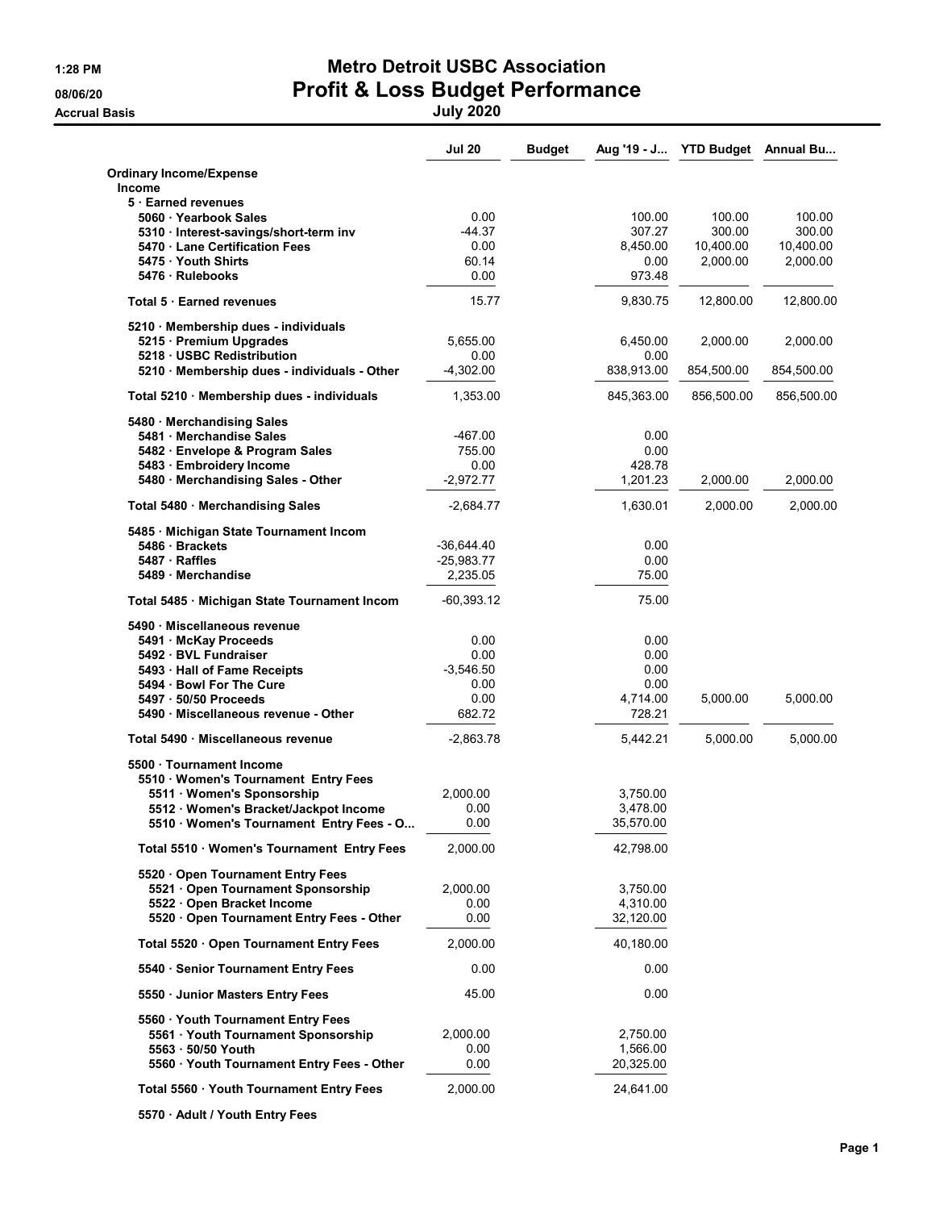# Metro Detroit USBC Association

## Profit & Loss Budget Performance

**July 2020**

1:28 PM
08/06/20
Accrual Basis

| | Jul 20 | Budget | Aug '19 - J... | YTD Budget | Annual Bu... |
|---|---|---|---|---|---|
| **Ordinary Income/Expense** | | | | | |
| **Income** | | | | | |
| **5 · Earned revenues** | | | | | |
| **5060 · Yearbook Sales** | 0.00 | | 100.00 | 100.00 | 100.00 |
| **5310 · Interest-savings/short-term inv** | -44.37 | | 307.27 | 300.00 | 300.00 |
| **5470 · Lane Certification Fees** | 0.00 | | 8,450.00 | 10,400.00 | 10,400.00 |
| **5475 · Youth Shirts** | 60.14 | | 0.00 | 2,000.00 | 2,000.00 |
| **5476 · Rulebooks** | 0.00 | | 973.48 | | |
| **Total 5 · Earned revenues** | 15.77 | | 9,830.75 | 12,800.00 | 12,800.00 |
| **5210 · Membership dues - individuals** | | | | | |
| **5215 · Premium Upgrades** | 5,655.00 | | 6,450.00 | 2,000.00 | 2,000.00 |
| **5218 · USBC Redistribution** | 0.00 | | 0.00 | | |
| **5210 · Membership dues - individuals - Other** | -4,302.00 | | 838,913.00 | 854,500.00 | 854,500.00 |
| **Total 5210 · Membership dues - individuals** | 1,353.00 | | 845,363.00 | 856,500.00 | 856,500.00 |
| **5480 · Merchandising Sales** | | | | | |
| **5481 · Merchandise Sales** | -467.00 | | 0.00 | | |
| **5482 · Envelope & Program Sales** | 755.00 | | 0.00 | | |
| **5483 · Embroidery Income** | 0.00 | | 428.78 | | |
| **5480 · Merchandising Sales - Other** | -2,972.77 | | 1,201.23 | 2,000.00 | 2,000.00 |
| **Total 5480 · Merchandising Sales** | -2,684.77 | | 1,630.01 | 2,000.00 | 2,000.00 |
| **5485 · Michigan State Tournament Incom** | | | | | |
| **5486 · Brackets** | -36,644.40 | | 0.00 | | |
| **5487 · Raffles** | -25,983.77 | | 0.00 | | |
| **5489 · Merchandise** | 2,235.05 | | 75.00 | | |
| **Total 5485 · Michigan State Tournament Incom** | -60,393.12 | | 75.00 | | |
| **5490 · Miscellaneous revenue** | | | | | |
| **5491 · McKay Proceeds** | 0.00 | | 0.00 | | |
| **5492 · BVL Fundraiser** | 0.00 | | 0.00 | | |
| **5493 · Hall of Fame Receipts** | -3,546.50 | | 0.00 | | |
| **5494 · Bowl For The Cure** | 0.00 | | 0.00 | | |
| **5497 · 50/50 Proceeds** | 0.00 | | 4,714.00 | 5,000.00 | 5,000.00 |
| **5490 · Miscellaneous revenue - Other** | 682.72 | | 728.21 | | |
| **Total 5490 · Miscellaneous revenue** | -2,863.78 | | 5,442.21 | 5,000.00 | 5,000.00 |
| **5500 · Tournament Income** | | | | | |
| **5510 · Women's Tournament Entry Fees** | | | | | |
| **5511 · Women's Sponsorship** | 2,000.00 | | 3,750.00 | | |
| **5512 · Women's Bracket/Jackpot Income** | 0.00 | | 3,478.00 | | |
| **5510 · Women's Tournament Entry Fees - O...** | 0.00 | | 35,570.00 | | |
| **Total 5510 · Women's Tournament Entry Fees** | 2,000.00 | | 42,798.00 | | |
| **5520 · Open Tournament Entry Fees** | | | | | |
| **5521 · Open Tournament Sponsorship** | 2,000.00 | | 3,750.00 | | |
| **5522 · Open Bracket Income** | 0.00 | | 4,310.00 | | |
| **5520 · Open Tournament Entry Fees - Other** | 0.00 | | 32,120.00 | | |
| **Total 5520 · Open Tournament Entry Fees** | 2,000.00 | | 40,180.00 | | |
| **5540 · Senior Tournament Entry Fees** | 0.00 | | 0.00 | | |
| **5550 · Junior Masters Entry Fees** | 45.00 | | 0.00 | | |
| **5560 · Youth Tournament Entry Fees** | | | | | |
| **5561 · Youth Tournament Sponsorship** | 2,000.00 | | 2,750.00 | | |
| **5563 · 50/50 Youth** | 0.00 | | 1,566.00 | | |
| **5560 · Youth Tournament Entry Fees - Other** | 0.00 | | 20,325.00 | | |
| **Total 5560 · Youth Tournament Entry Fees** | 2,000.00 | | 24,641.00 | | |
| **5570 · Adult / Youth Entry Fees** | | | | | |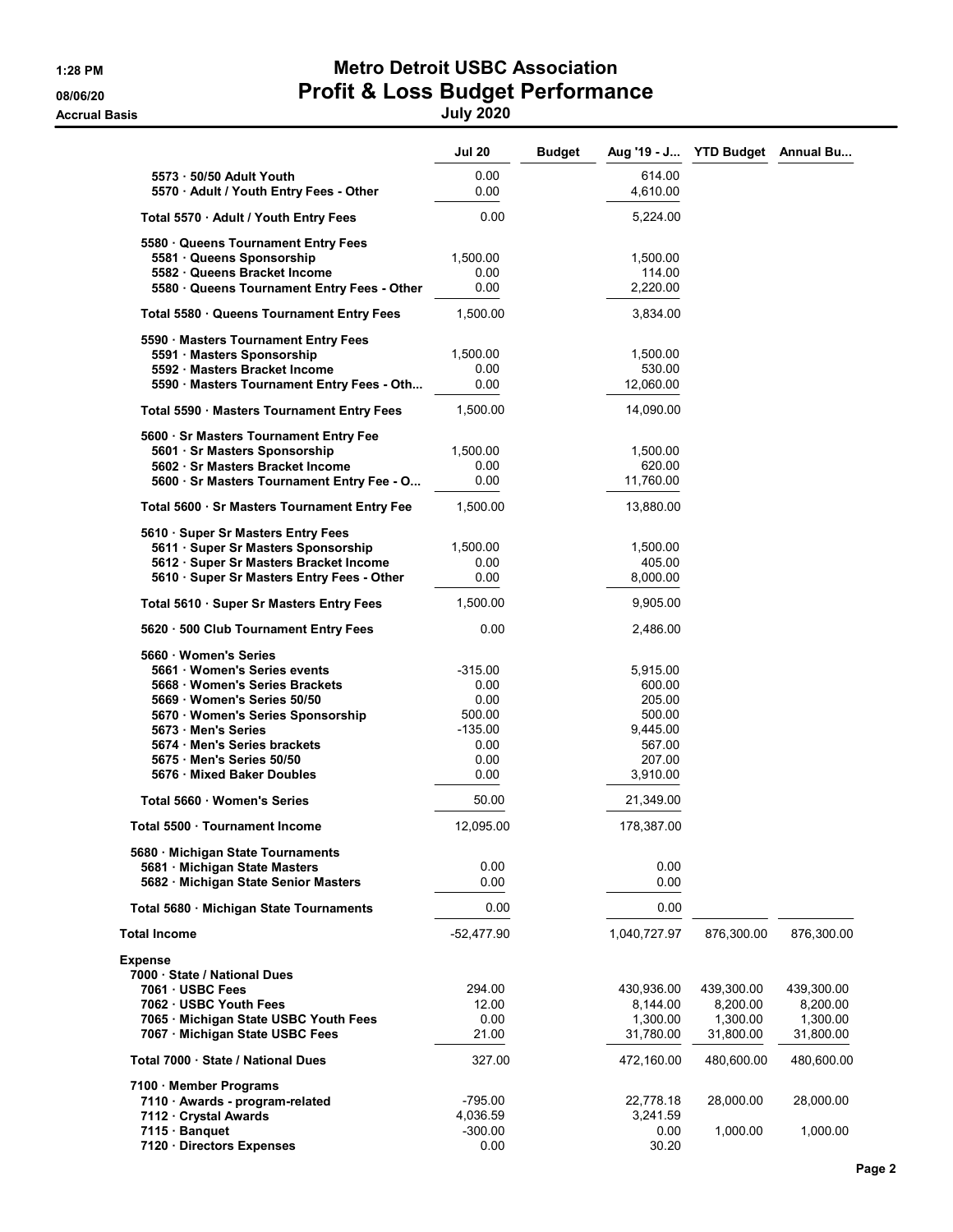# Metro Detroit USBC Association

## Profit & Loss Budget Performance

### July 2020

Accrual Basis

| | Jul 20 | Budget | Aug '19 - J... | YTD Budget | Annual Bu... |
|---|---|---|---|---|---|
| 5573 · 50/50 Adult Youth | 0.00 | | 614.00 | | |
| 5570 · Adult / Youth Entry Fees - Other | 0.00 | | 4,610.00 | | |
| **Total 5570 · Adult / Youth Entry Fees** | 0.00 | | 5,224.00 | | |
| 5580 · Queens Tournament Entry Fees | | | | | |
| 5581 · Queens Sponsorship | 1,500.00 | | 1,500.00 | | |
| 5582 · Queens Bracket Income | 0.00 | | 114.00 | | |
| 5580 · Queens Tournament Entry Fees - Other | 0.00 | | 2,220.00 | | |
| **Total 5580 · Queens Tournament Entry Fees** | 1,500.00 | | 3,834.00 | | |
| 5590 · Masters Tournament Entry Fees | | | | | |
| 5591 · Masters Sponsorship | 1,500.00 | | 1,500.00 | | |
| 5592 · Masters Bracket Income | 0.00 | | 530.00 | | |
| 5590 · Masters Tournament Entry Fees - Oth... | 0.00 | | 12,060.00 | | |
| **Total 5590 · Masters Tournament Entry Fees** | 1,500.00 | | 14,090.00 | | |
| 5600 · Sr Masters Tournament Entry Fee | | | | | |
| 5601 · Sr Masters Sponsorship | 1,500.00 | | 1,500.00 | | |
| 5602 · Sr Masters Bracket Income | 0.00 | | 620.00 | | |
| 5600 · Sr Masters Tournament Entry Fee - O... | 0.00 | | 11,760.00 | | |
| **Total 5600 · Sr Masters Tournament Entry Fee** | 1,500.00 | | 13,880.00 | | |
| 5610 · Super Sr Masters Entry Fees | | | | | |
| 5611 · Super Sr Masters Sponsorship | 1,500.00 | | 1,500.00 | | |
| 5612 · Super Sr Masters Bracket Income | 0.00 | | 405.00 | | |
| 5610 · Super Sr Masters Entry Fees - Other | 0.00 | | 8,000.00 | | |
| **Total 5610 · Super Sr Masters Entry Fees** | 1,500.00 | | 9,905.00 | | |
| 5620 · 500 Club Tournament Entry Fees | 0.00 | | 2,486.00 | | |
| 5660 · Women's Series | | | | | |
| 5661 · Women's Series events | -315.00 | | 5,915.00 | | |
| 5668 · Women's Series Brackets | 0.00 | | 600.00 | | |
| 5669 · Women's Series 50/50 | 0.00 | | 205.00 | | |
| 5670 · Women's Series Sponsorship | 500.00 | | 500.00 | | |
| 5673 · Men's Series | -135.00 | | 9,445.00 | | |
| 5674 · Men's Series brackets | 0.00 | | 567.00 | | |
| 5675 · Men's Series 50/50 | 0.00 | | 207.00 | | |
| 5676 · Mixed Baker Doubles | 0.00 | | 3,910.00 | | |
| **Total 5660 · Women's Series** | 50.00 | | 21,349.00 | | |
| **Total 5500 · Tournament Income** | 12,095.00 | | 178,387.00 | | |
| 5680 · Michigan State Tournaments | | | | | |
| 5681 · Michigan State Masters | 0.00 | | 0.00 | | |
| 5682 · Michigan State Senior Masters | 0.00 | | 0.00 | | |
| **Total 5680 · Michigan State Tournaments** | 0.00 | | 0.00 | | |
| **Total Income** | -52,477.90 | | 1,040,727.97 | 876,300.00 | 876,300.00 |
| **Expense** | | | | | |
| 7000 · State / National Dues | | | | | |
| 7061 · USBC Fees | 294.00 | | 430,936.00 | 439,300.00 | 439,300.00 |
| 7062 · USBC Youth Fees | 12.00 | | 8,144.00 | 8,200.00 | 8,200.00 |
| 7065 · Michigan State USBC Youth Fees | 0.00 | | 1,300.00 | 1,300.00 | 1,300.00 |
| 7067 · Michigan State USBC Fees | 21.00 | | 31,780.00 | 31,800.00 | 31,800.00 |
| **Total 7000 · State / National Dues** | 327.00 | | 472,160.00 | 480,600.00 | 480,600.00 |
| 7100 · Member Programs | | | | | |
| 7110 · Awards - program-related | -795.00 | | 22,778.18 | 28,000.00 | 28,000.00 |
| 7112 · Crystal Awards | 4,036.59 | | 3,241.59 | | |
| 7115 · Banquet | -300.00 | | 0.00 | 1,000.00 | 1,000.00 |
| 7120 · Directors Expenses | 0.00 | | 30.20 | | |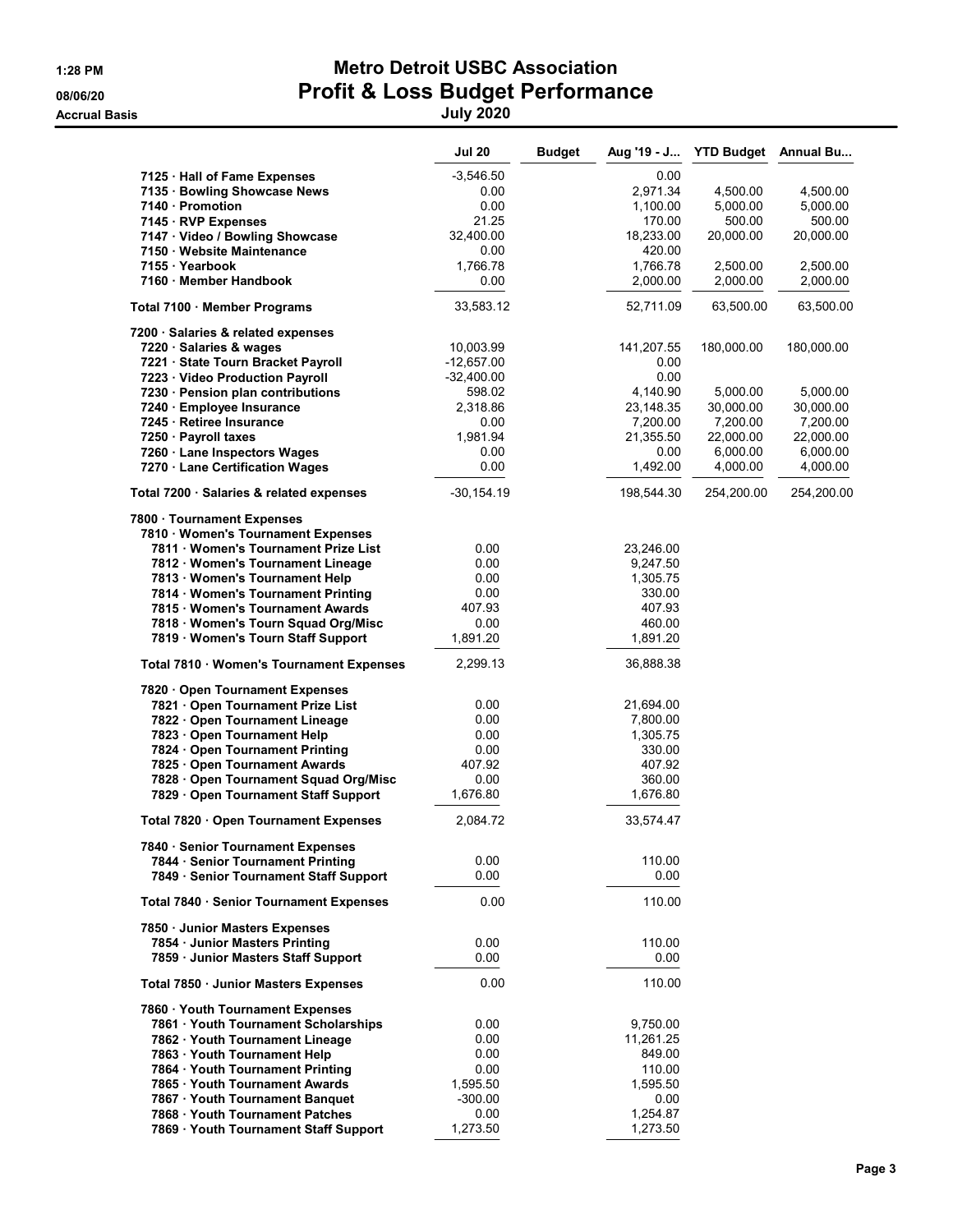# Metro Detroit USBC Association

## Profit & Loss Budget Performance

### July 2020

Accrual Basis

| | Jul 20 | Budget | Aug '19 - J... | YTD Budget | Annual Bu... |
|---|---|---|---|---|---|
| 7125 · Hall of Fame Expenses | -3,546.50 | | 0.00 | | |
| 7135 · Bowling Showcase News | 0.00 | | 2,971.34 | 4,500.00 | 4,500.00 |
| 7140 · Promotion | 0.00 | | 1,100.00 | 5,000.00 | 5,000.00 |
| 7145 · RVP Expenses | 21.25 | | 170.00 | 500.00 | 500.00 |
| 7147 · Video / Bowling Showcase | 32,400.00 | | 18,233.00 | 20,000.00 | 20,000.00 |
| 7150 · Website Maintenance | 0.00 | | 420.00 | | |
| 7155 · Yearbook | 1,766.78 | | 1,766.78 | 2,500.00 | 2,500.00 |
| 7160 · Member Handbook | 0.00 | | 2,000.00 | 2,000.00 | 2,000.00 |
| Total 7100 · Member Programs | 33,583.12 | | 52,711.09 | 63,500.00 | 63,500.00 |
| 7200 · Salaries & related expenses | | | | | |
| 7220 · Salaries & wages | 10,003.99 | | 141,207.55 | 180,000.00 | 180,000.00 |
| 7221 · State Tourn Bracket Payroll | -12,657.00 | | 0.00 | | |
| 7223 · Video Production Payroll | -32,400.00 | | 0.00 | | |
| 7230 · Pension plan contributions | 598.02 | | 4,140.90 | 5,000.00 | 5,000.00 |
| 7240 · Employee Insurance | 2,318.86 | | 23,148.35 | 30,000.00 | 30,000.00 |
| 7245 · Retiree Insurance | 0.00 | | 7,200.00 | 7,200.00 | 7,200.00 |
| 7250 · Payroll taxes | 1,981.94 | | 21,355.50 | 22,000.00 | 22,000.00 |
| 7260 · Lane Inspectors Wages | 0.00 | | 0.00 | 6,000.00 | 6,000.00 |
| 7270 · Lane Certification Wages | 0.00 | | 1,492.00 | 4,000.00 | 4,000.00 |
| Total 7200 · Salaries & related expenses | -30,154.19 | | 198,544.30 | 254,200.00 | 254,200.00 |
| 7800 · Tournament Expenses | | | | | |
| 7810 · Women's Tournament Expenses | | | | | |
| 7811 · Women's Tournament Prize List | 0.00 | | 23,246.00 | | |
| 7812 · Women's Tournament Lineage | 0.00 | | 9,247.50 | | |
| 7813 · Women's Tournament Help | 0.00 | | 1,305.75 | | |
| 7814 · Women's Tournament Printing | 0.00 | | 330.00 | | |
| 7815 · Women's Tournament Awards | 407.93 | | 407.93 | | |
| 7818 · Women's Tourn Squad Org/Misc | 0.00 | | 460.00 | | |
| 7819 · Women's Tourn Staff Support | 1,891.20 | | 1,891.20 | | |
| Total 7810 · Women's Tournament Expenses | 2,299.13 | | 36,888.38 | | |
| 7820 · Open Tournament Expenses | | | | | |
| 7821 · Open Tournament Prize List | 0.00 | | 21,694.00 | | |
| 7822 · Open Tournament Lineage | 0.00 | | 7,800.00 | | |
| 7823 · Open Tournament Help | 0.00 | | 1,305.75 | | |
| 7824 · Open Tournament Printing | 0.00 | | 330.00 | | |
| 7825 · Open Tournament Awards | 407.92 | | 407.92 | | |
| 7828 · Open Tournament Squad Org/Misc | 0.00 | | 360.00 | | |
| 7829 · Open Tournament Staff Support | 1,676.80 | | 1,676.80 | | |
| Total 7820 · Open Tournament Expenses | 2,084.72 | | 33,574.47 | | |
| 7840 · Senior Tournament Expenses | | | | | |
| 7844 · Senior Tournament Printing | 0.00 | | 110.00 | | |
| 7849 · Senior Tournament Staff Support | 0.00 | | 0.00 | | |
| Total 7840 · Senior Tournament Expenses | 0.00 | | 110.00 | | |
| 7850 · Junior Masters Expenses | | | | | |
| 7854 · Junior Masters Printing | 0.00 | | 110.00 | | |
| 7859 · Junior Masters Staff Support | 0.00 | | 0.00 | | |
| Total 7850 · Junior Masters Expenses | 0.00 | | 110.00 | | |
| 7860 · Youth Tournament Expenses | | | | | |
| 7861 · Youth Tournament Scholarships | 0.00 | | 9,750.00 | | |
| 7862 · Youth Tournament Lineage | 0.00 | | 11,261.25 | | |
| 7863 · Youth Tournament Help | 0.00 | | 849.00 | | |
| 7864 · Youth Tournament Printing | 0.00 | | 110.00 | | |
| 7865 · Youth Tournament Awards | 1,595.50 | | 1,595.50 | | |
| 7867 · Youth Tournament Banquet | -300.00 | | 0.00 | | |
| 7868 · Youth Tournament Patches | 0.00 | | 1,254.87 | | |
| 7869 · Youth Tournament Staff Support | 1,273.50 | | 1,273.50 | | |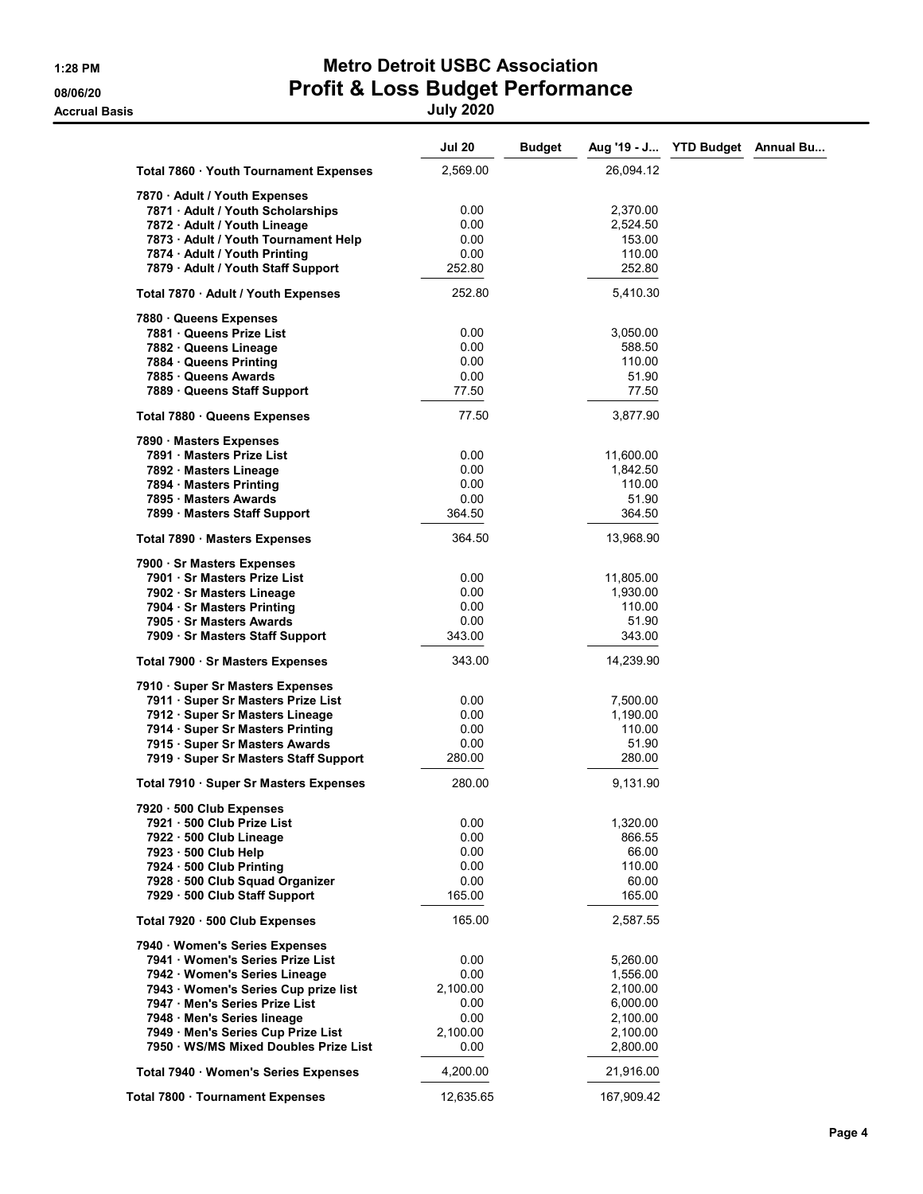# Metro Detroit USBC Association

## Profit & Loss Budget Performance

July 2020

Accrual Basis

| | Jul 20 | Budget | Aug '19 - J... | YTD Budget | Annual Bu... |
|---|---|---|---|---|---|
| Total 7860 · Youth Tournament Expenses | 2,569.00 | | 26,094.12 | | |
| 7870 · Adult / Youth Expenses | | | | | |
| 7871 · Adult / Youth Scholarships | 0.00 | | 2,370.00 | | |
| 7872 · Adult / Youth Lineage | 0.00 | | 2,524.50 | | |
| 7873 · Adult / Youth Tournament Help | 0.00 | | 153.00 | | |
| 7874 · Adult / Youth Printing | 0.00 | | 110.00 | | |
| 7879 · Adult / Youth Staff Support | 252.80 | | 252.80 | | |
| Total 7870 · Adult / Youth Expenses | 252.80 | | 5,410.30 | | |
| 7880 · Queens Expenses | | | | | |
| 7881 · Queens Prize List | 0.00 | | 3,050.00 | | |
| 7882 · Queens Lineage | 0.00 | | 588.50 | | |
| 7884 · Queens Printing | 0.00 | | 110.00 | | |
| 7885 · Queens Awards | 0.00 | | 51.90 | | |
| 7889 · Queens Staff Support | 77.50 | | 77.50 | | |
| Total 7880 · Queens Expenses | 77.50 | | 3,877.90 | | |
| 7890 · Masters Expenses | | | | | |
| 7891 · Masters Prize List | 0.00 | | 11,600.00 | | |
| 7892 · Masters Lineage | 0.00 | | 1,842.50 | | |
| 7894 · Masters Printing | 0.00 | | 110.00 | | |
| 7895 · Masters Awards | 0.00 | | 51.90 | | |
| 7899 · Masters Staff Support | 364.50 | | 364.50 | | |
| Total 7890 · Masters Expenses | 364.50 | | 13,968.90 | | |
| 7900 · Sr Masters Expenses | | | | | |
| 7901 · Sr Masters Prize List | 0.00 | | 11,805.00 | | |
| 7902 · Sr Masters Lineage | 0.00 | | 1,930.00 | | |
| 7904 · Sr Masters Printing | 0.00 | | 110.00 | | |
| 7905 · Sr Masters Awards | 0.00 | | 51.90 | | |
| 7909 · Sr Masters Staff Support | 343.00 | | 343.00 | | |
| Total 7900 · Sr Masters Expenses | 343.00 | | 14,239.90 | | |
| 7910 · Super Sr Masters Expenses | | | | | |
| 7911 · Super Sr Masters Prize List | 0.00 | | 7,500.00 | | |
| 7912 · Super Sr Masters Lineage | 0.00 | | 1,190.00 | | |
| 7914 · Super Sr Masters Printing | 0.00 | | 110.00 | | |
| 7915 · Super Sr Masters Awards | 0.00 | | 51.90 | | |
| 7919 · Super Sr Masters Staff Support | 280.00 | | 280.00 | | |
| Total 7910 · Super Sr Masters Expenses | 280.00 | | 9,131.90 | | |
| 7920 · 500 Club Expenses | | | | | |
| 7921 · 500 Club Prize List | 0.00 | | 1,320.00 | | |
| 7922 · 500 Club Lineage | 0.00 | | 866.55 | | |
| 7923 · 500 Club Help | 0.00 | | 66.00 | | |
| 7924 · 500 Club Printing | 0.00 | | 110.00 | | |
| 7928 · 500 Club Squad Organizer | 0.00 | | 60.00 | | |
| 7929 · 500 Club Staff Support | 165.00 | | 165.00 | | |
| Total 7920 · 500 Club Expenses | 165.00 | | 2,587.55 | | |
| 7940 · Women's Series Expenses | | | | | |
| 7941 · Women's Series Prize List | 0.00 | | 5,260.00 | | |
| 7942 · Women's Series Lineage | 0.00 | | 1,556.00 | | |
| 7943 · Women's Series Cup prize list | 2,100.00 | | 2,100.00 | | |
| 7947 · Men's Series Prize List | 0.00 | | 6,000.00 | | |
| 7948 · Men's Series lineage | 0.00 | | 2,100.00 | | |
| 7949 · Men's Series Cup Prize List | 2,100.00 | | 2,100.00 | | |
| 7950 · WS/MS Mixed Doubles Prize List | 0.00 | | 2,800.00 | | |
| Total 7940 · Women's Series Expenses | 4,200.00 | | 21,916.00 | | |
| Total 7800 · Tournament Expenses | 12,635.65 | | 167,909.42 | | |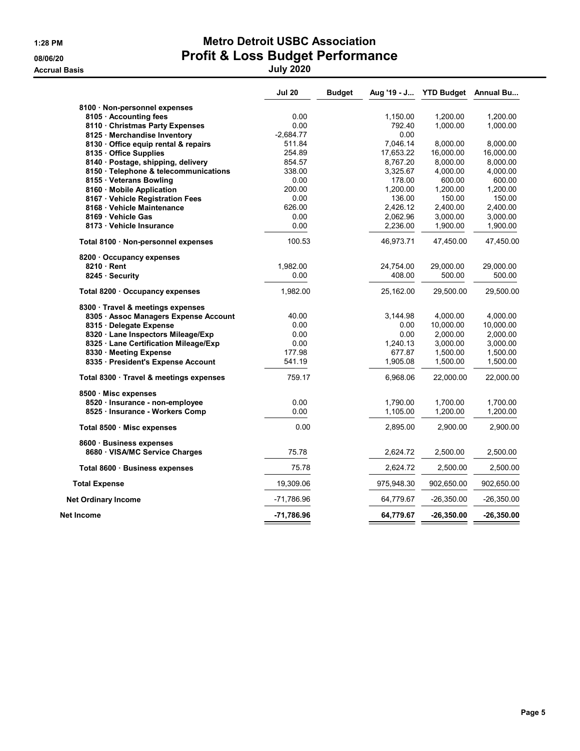# Metro Detroit USBC Association
## Profit & Loss Budget Performance
### July 2020

1:28 PM
08/06/20
Accrual Basis

| | Jul 20 | Budget | Aug '19 - J... | YTD Budget | Annual Bu... |
|---|---|---|---|---|---|
| 8100 · Non-personnel expenses | | | | | |
| 8105 · Accounting fees | 0.00 | | 1,150.00 | 1,200.00 | 1,200.00 |
| 8110 · Christmas Party Expenses | 0.00 | | 792.40 | 1,000.00 | 1,000.00 |
| 8125 · Merchandise Inventory | -2,684.77 | | 0.00 | | |
| 8130 · Office equip rental & repairs | 511.84 | | 7,046.14 | 8,000.00 | 8,000.00 |
| 8135 · Office Supplies | 254.89 | | 17,653.22 | 16,000.00 | 16,000.00 |
| 8140 · Postage, shipping, delivery | 854.57 | | 8,767.20 | 8,000.00 | 8,000.00 |
| 8150 · Telephone & telecommunications | 338.00 | | 3,325.67 | 4,000.00 | 4,000.00 |
| 8155 · Veterans Bowling | 0.00 | | 178.00 | 600.00 | 600.00 |
| 8160 · Mobile Application | 200.00 | | 1,200.00 | 1,200.00 | 1,200.00 |
| 8167 · Vehicle Registration Fees | 0.00 | | 136.00 | 150.00 | 150.00 |
| 8168 · Vehicle Maintenance | 626.00 | | 2,426.12 | 2,400.00 | 2,400.00 |
| 8169 · Vehicle Gas | 0.00 | | 2,062.96 | 3,000.00 | 3,000.00 |
| 8173 · Vehicle Insurance | 0.00 | | 2,236.00 | 1,900.00 | 1,900.00 |
| Total 8100 · Non-personnel expenses | 100.53 | | 46,973.71 | 47,450.00 | 47,450.00 |
| 8200 · Occupancy expenses | | | | | |
| 8210 · Rent | 1,982.00 | | 24,754.00 | 29,000.00 | 29,000.00 |
| 8245 · Security | 0.00 | | 408.00 | 500.00 | 500.00 |
| Total 8200 · Occupancy expenses | 1,982.00 | | 25,162.00 | 29,500.00 | 29,500.00 |
| 8300 · Travel & meetings expenses | | | | | |
| 8305 · Assoc Managers Expense Account | 40.00 | | 3,144.98 | 4,000.00 | 4,000.00 |
| 8315 · Delegate Expense | 0.00 | | 0.00 | 10,000.00 | 10,000.00 |
| 8320 · Lane Inspectors Mileage/Exp | 0.00 | | 0.00 | 2,000.00 | 2,000.00 |
| 8325 · Lane Certification Mileage/Exp | 0.00 | | 1,240.13 | 3,000.00 | 3,000.00 |
| 8330 · Meeting Expense | 177.98 | | 677.87 | 1,500.00 | 1,500.00 |
| 8335 · President's Expense Account | 541.19 | | 1,905.08 | 1,500.00 | 1,500.00 |
| Total 8300 · Travel & meetings expenses | 759.17 | | 6,968.06 | 22,000.00 | 22,000.00 |
| 8500 · Misc expenses | | | | | |
| 8520 · Insurance - non-employee | 0.00 | | 1,790.00 | 1,700.00 | 1,700.00 |
| 8525 · Insurance - Workers Comp | 0.00 | | 1,105.00 | 1,200.00 | 1,200.00 |
| Total 8500 · Misc expenses | 0.00 | | 2,895.00 | 2,900.00 | 2,900.00 |
| 8600 · Business expenses | | | | | |
| 8680 · VISA/MC Service Charges | 75.78 | | 2,624.72 | 2,500.00 | 2,500.00 |
| Total 8600 · Business expenses | 75.78 | | 2,624.72 | 2,500.00 | 2,500.00 |
| Total Expense | 19,309.06 | | 975,948.30 | 902,650.00 | 902,650.00 |
| Net Ordinary Income | -71,786.96 | | 64,779.67 | -26,350.00 | -26,350.00 |
| **Net Income** | **-71,786.96** | | **64,779.67** | **-26,350.00** | **-26,350.00** |